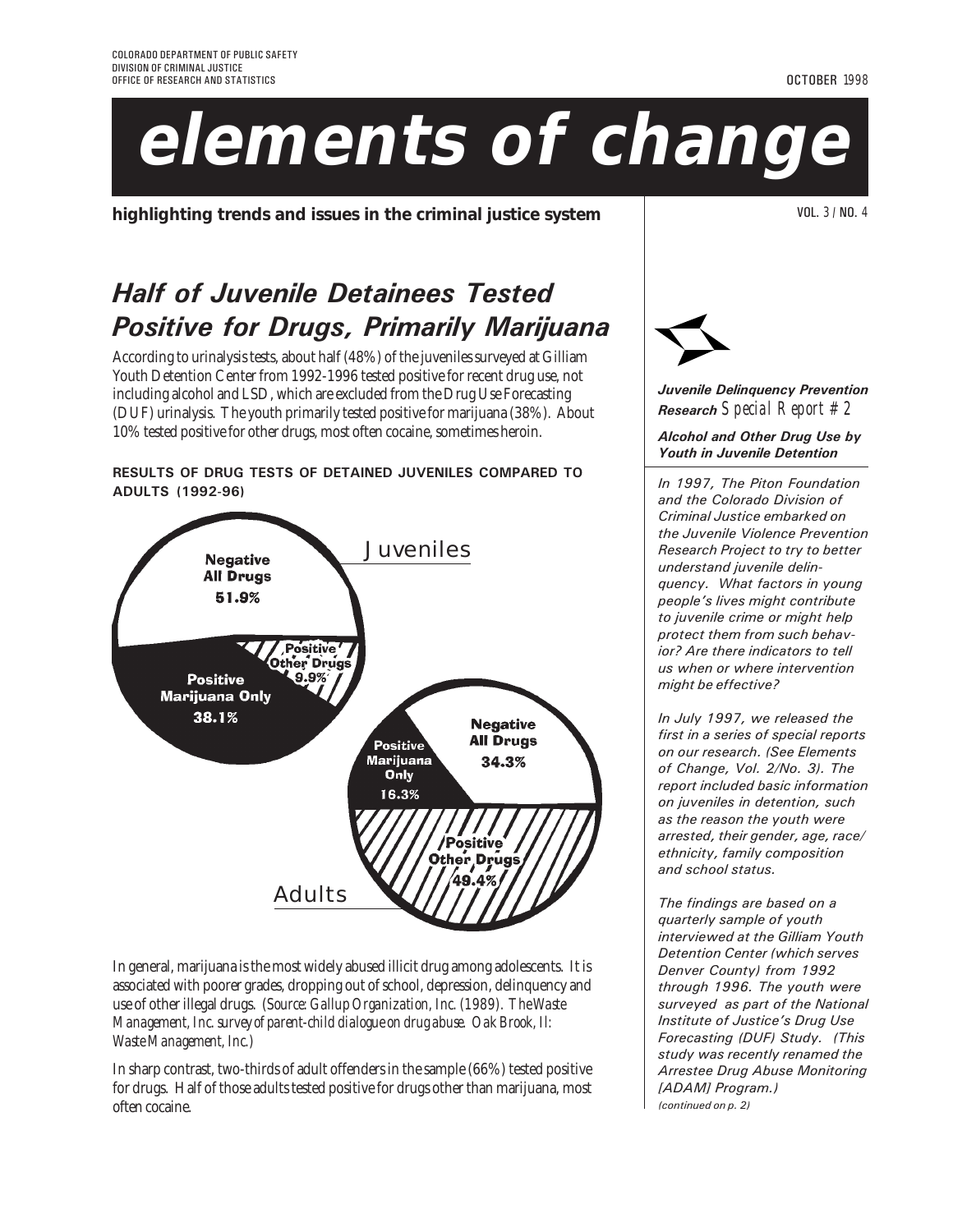COLORADO DEPARTMENT OF PUBLIC SAFETY
DIVISION OF CRIMINAL JUSTICE
OFFICE OF RESEARCH AND STATISTICS

OCTOBER 1998

# elements of change

**highlighting trends and issues in the criminal justice system**

VOL. 3 / NO. 4

## Half of Juvenile Detainees Tested Positive for Drugs, Primarily Marijuana

According to urinalysis tests, about half (48%) of the juveniles surveyed at Gilliam Youth Detention Center from 1992-1996 tested positive for recent drug use, not including alcohol and LSD, which are excluded from the Drug Use Forecasting (DUF) urinalysis. The youth primarily tested positive for marijuana (38%). About 10% tested positive for other drugs, most often cocaine, sometimes heroin.

**RESULTS OF DRUG TESTS OF DETAINED JUVENILES COMPARED TO ADULTS (1992-96)**

| Result | Juveniles | Adults |
|---|---|---|
| Negative All Drugs | 51.9% | 34.3% |
| Positive Marijuana Only | 38.1% | 16.3% |
| Positive Other Drugs | 9.9% | 49.4% |

In general, marijuana is the most widely abused illicit drug among adolescents. It is associated with poorer grades, dropping out of school, depression, delinquency and use of other illegal drugs. (*Source: Gallup Organization, Inc. (1989). The Waste Management, Inc. survey of parent-child dialogue on drug abuse. Oak Brook, Il: Waste Management, Inc.*)

In sharp contrast, two-thirds of adult offenders in the sample (66%) tested positive for drugs. Half of those adults tested positive for drugs other than marijuana, most often cocaine.

***Juvenile Delinquency Prevention Research** Special Report #2*

***Alcohol and Other Drug Use by Youth in Juvenile Detention***

*In 1997, The Piton Foundation and the Colorado Division of Criminal Justice embarked on the Juvenile Violence Prevention Research Project to try to better understand juvenile delinquency. What factors in young people's lives might contribute to juvenile crime or might help protect them from such behavior? Are there indicators to tell us when or where intervention might be effective?*

*In July 1997, we released the first in a series of special reports on our research. (See Elements of Change, Vol. 2/No. 3). The report included basic information on juveniles in detention, such as the reason the youth were arrested, their gender, age, race/ethnicity, family composition and school status.*

*The findings are based on a quarterly sample of youth interviewed at the Gilliam Youth Detention Center (which serves Denver County) from 1992 through 1996. The youth were surveyed as part of the National Institute of Justice's Drug Use Forecasting (DUF) Study. (This study was recently renamed the Arrestee Drug Abuse Monitoring [ADAM] Program.)*

*(continued on p. 2)*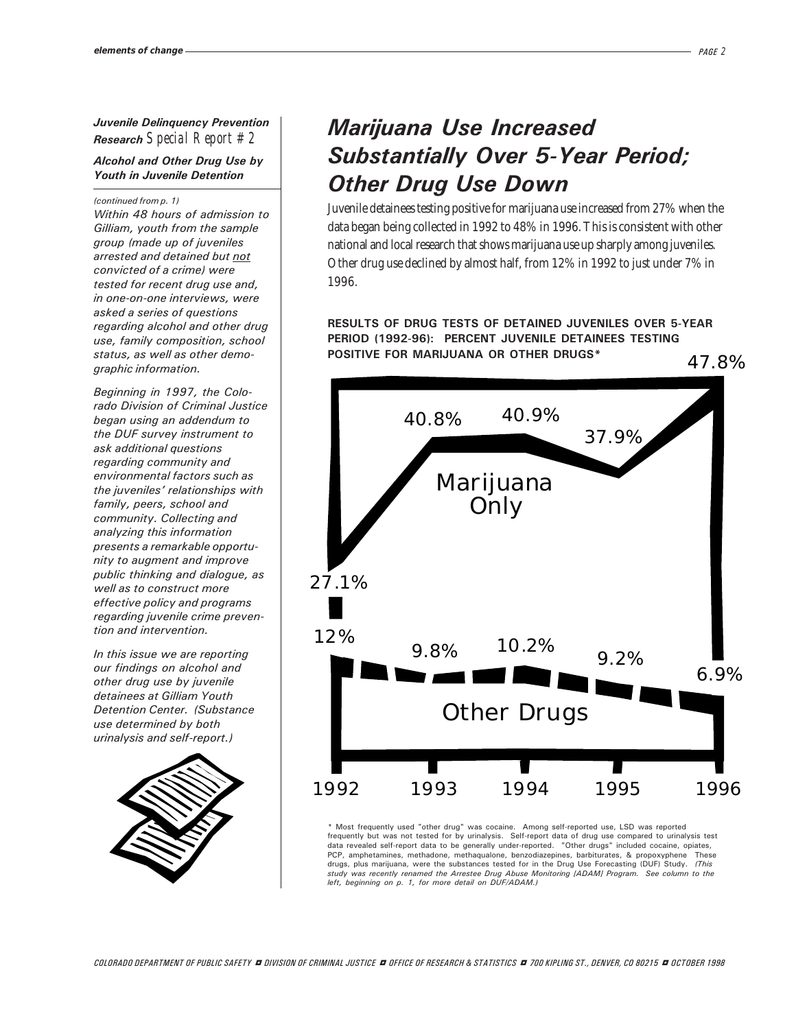***Juvenile Delinquency Prevention Research*** *Special Report # 2*

***Alcohol and Other Drug Use by Youth in Juvenile Detention***

*(continued from p. 1)*

*Within 48 hours of admission to Gilliam, youth from the sample group (made up of juveniles arrested and detained but not convicted of a crime) were tested for recent drug use and, in one-on-one interviews, were asked a series of questions regarding alcohol and other drug use, family composition, school status, as well as other demographic information.*

*Beginning in 1997, the Colorado Division of Criminal Justice began using an addendum to the DUF survey instrument to ask additional questions regarding community and environmental factors such as the juveniles' relationships with family, peers, school and community. Collecting and analyzing this information presents a remarkable opportunity to augment and improve public thinking and dialogue, as well as to construct more effective policy and programs regarding juvenile crime prevention and intervention.*

*In this issue we are reporting our findings on alcohol and other drug use by juvenile detainees at Gilliam Youth Detention Center. (Substance use determined by both urinalysis and self-report.)*

# *Marijuana Use Increased Substantially Over 5-Year Period; Other Drug Use Down*

Juvenile detainees testing positive for marijuana use increased from 27% when the data began being collected in 1992 to 48% in 1996. This is consistent with other national and local research that shows marijuana use up sharply among juveniles. Other drug use declined by almost half, from 12% in 1992 to just under 7% in 1996.

**RESULTS OF DRUG TESTS OF DETAINED JUVENILES OVER 5-YEAR PERIOD (1992-96): PERCENT JUVENILE DETAINEES TESTING POSITIVE FOR MARIJUANA OR OTHER DRUGS***

| Year | Marijuana Only | Other Drugs |
|---|---|---|
| 1992 | 27.1% | 12% |
| 1993 | 40.8% | 9.8% |
| 1994 | 40.9% | 10.2% |
| 1995 | 37.9% | 9.2% |
| 1996 | 47.8% | 6.9% |

\* Most frequently used "other drug" was cocaine. Among self-reported use, LSD was reported frequently but was not tested for by urinalysis. Self-report data of drug use compared to urinalysis test data revealed self-report data to be generally under-reported. "Other drugs" included cocaine, opiates, PCP, amphetamines, methadone, methaqualone, benzodiazepines, barbiturates, & propoxyphene These drugs, plus marijuana, were the substances tested for in the Drug Use Forecasting (DUF) Study. *(This study was recently renamed the Arrestee Drug Abuse Monitoring [ADAM] Program. See column to the left, beginning on p. 1, for more detail on DUF/ADAM.)*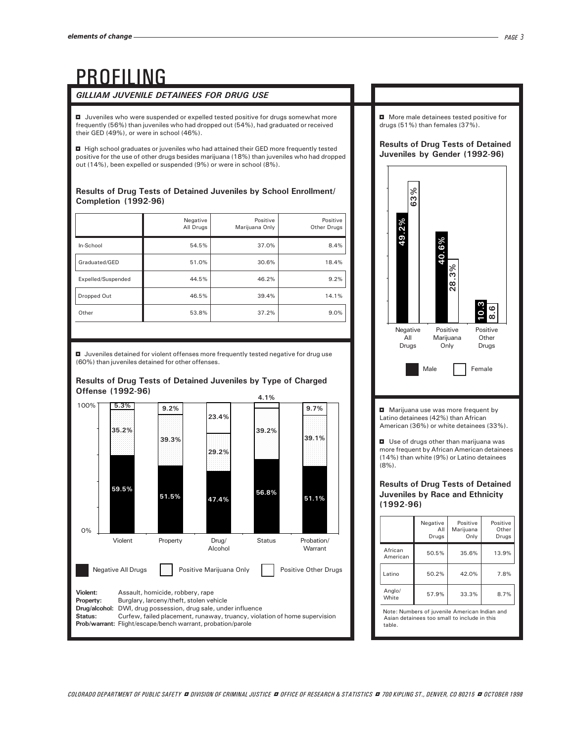# PROFILING

## GILLIAM JUVENILE DETAINEES FOR DRUG USE

- Juveniles who were suspended or expelled tested positive for drugs somewhat more frequently (56%) than juveniles who had dropped out (54%), had graduated or received their GED (49%), or were in school (46%).

- High school graduates or juveniles who had attained their GED more frequently tested positive for the use of other drugs besides marijuana (18%) than juveniles who had dropped out (14%), been expelled or suspended (9%) or were in school (8%).

### Results of Drug Tests of Detained Juveniles by School Enrollment/ Completion (1992-96)

| | Negative All Drugs | Positive Marijuana Only | Positive Other Drugs |
|---|---|---|---|
| In-School | 54.5% | 37.0% | 8.4% |
| Graduated/GED | 51.0% | 30.6% | 18.4% |
| Expelled/Suspended | 44.5% | 46.2% | 9.2% |
| Dropped Out | 46.5% | 39.4% | 14.1% |
| Other | 53.8% | 37.2% | 9.0% |

- Juveniles detained for violent offenses more frequently tested negative for drug use (60%) than juveniles detained for other offenses.

### Results of Drug Tests of Detained Juveniles by Type of Charged Offense (1992-96)

| | Negative All Drugs | Positive Marijuana Only | Positive Other Drugs |
|---|---|---|---|
| Violent | 59.5% | 35.2% | 5.3% |
| Property | 51.5% | 39.3% | 9.2% |
| Drug/Alcohol | 47.4% | 29.2% | 23.4% |
| Status | 56.8% | 39.2% | 4.1% |
| Probation/Warrant | 51.1% | 39.1% | 9.7% |

**Violent:** Assault, homicide, robbery, rape
**Property:** Burglary, larceny/theft, stolen vehicle
**Drug/alcohol:** DWI, drug possession, drug sale, under influence
**Status:** Curfew, failed placement, runaway, truancy, violation of home supervision
**Prob/warrant:** Flight/escape/bench warrant, probation/parole

- More male detainees tested positive for drugs (51%) than females (37%).

### Results of Drug Tests of Detained Juveniles by Gender (1992-96)

| | Male | Female |
|---|---|---|
| Negative All Drugs | 49.2% | 63% |
| Positive Marijuana Only | 40.6% | 28.3% |
| Positive Other Drugs | 10.3 | 8.6 |

- Marijuana use was more frequent by Latino detainees (42%) than African American (36%) or white detainees (33%).

- Use of drugs other than marijuana was more frequent by African American detainees (14%) than white (9%) or Latino detainees (8%).

### Results of Drug Tests of Detained Juveniles by Race and Ethnicity (1992-96)

| | Negative All Drugs | Positive Marijuana Only | Positive Other Drugs |
|---|---|---|---|
| African American | 50.5% | 35.6% | 13.9% |
| Latino | 50.2% | 42.0% | 7.8% |
| Anglo/ White | 57.9% | 33.3% | 8.7% |

Note: Numbers of juvenile American Indian and Asian detainees too small to include in this table.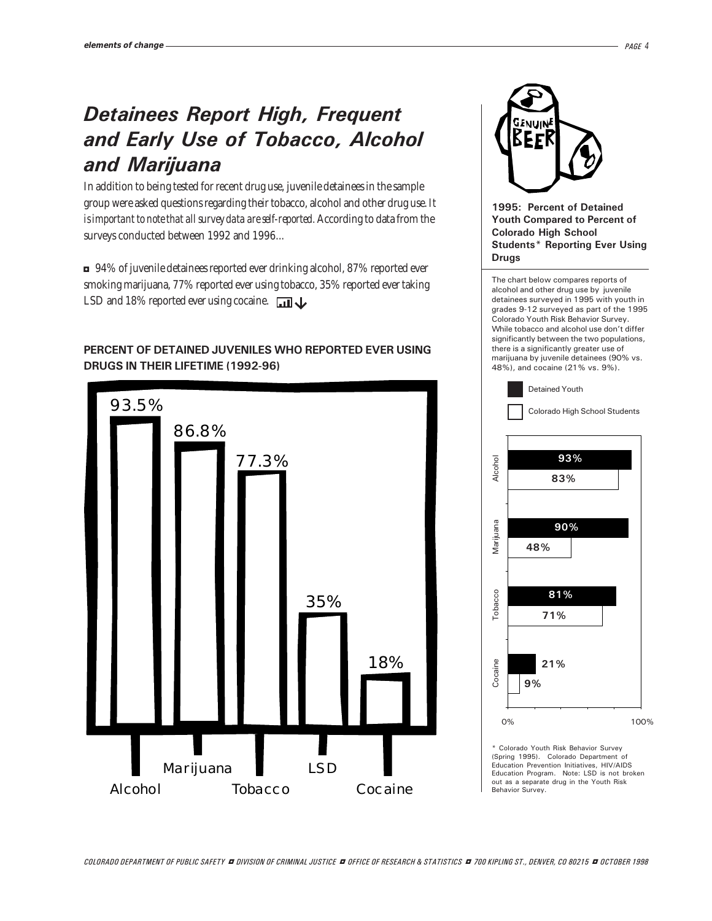# Detainees Report High, Frequent and Early Use of Tobacco, Alcohol and Marijuana

In addition to being tested for recent drug use, juvenile detainees in the sample group were asked questions regarding their tobacco, alcohol and other drug use. *It is important to note that all survey data are self-reported.* According to data from the surveys conducted between 1992 and 1996...

- 94% of juvenile detainees reported ever drinking alcohol, 87% reported ever smoking marijuana, 77% reported ever using tobacco, 35% reported ever taking LSD and 18% reported ever using cocaine.

**PERCENT OF DETAINED JUVENILES WHO REPORTED EVER USING DRUGS IN THEIR LIFETIME (1992-96)**

| Drug | Percent |
|---|---|
| Alcohol | 93.5% |
| Marijuana | 86.8% |
| Tobacco | 77.3% |
| LSD | 35% |
| Cocaine | 18% |

**1995: Percent of Detained Youth Compared to Percent of Colorado High School Students\* Reporting Ever Using Drugs**

The chart below compares reports of alcohol and other drug use by juvenile detainees surveyed in 1995 with youth in grades 9-12 surveyed as part of the 1995 Colorado Youth Risk Behavior Survey. While tobacco and alcohol use don't differ significantly between the two populations, there is a significantly greater use of marijuana by juvenile detainees (90% vs. 48%), and cocaine (21% vs. 9%).

| Drug | Detained Youth | Colorado High School Students |
|---|---|---|
| Alcohol | 93% | 83% |
| Marijuana | 90% | 48% |
| Tobacco | 81% | 71% |
| Cocaine | 21% | 9% |

\* Colorado Youth Risk Behavior Survey (Spring 1995). Colorado Department of Education Prevention Initiatives, HIV/AIDS Education Program. Note: LSD is not broken out as a separate drug in the Youth Risk Behavior Survey.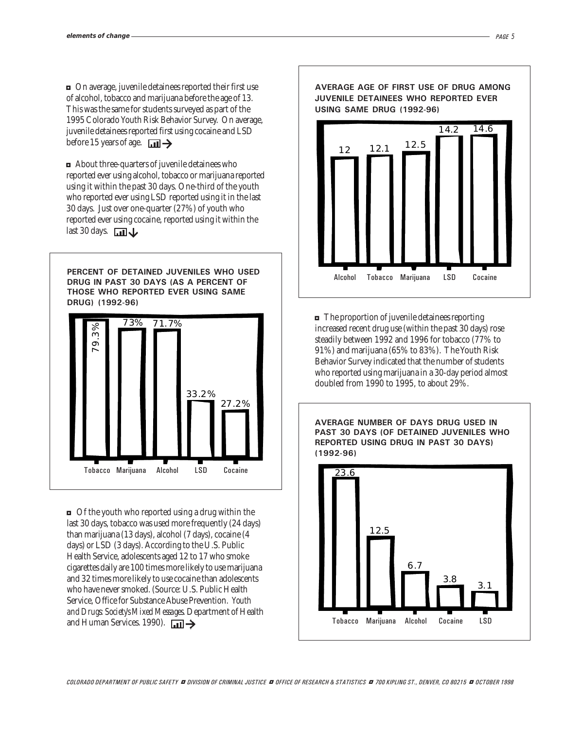◘ On average, juvenile detainees reported their first use of alcohol, tobacco and marijuana before the age of 13. This was the same for students surveyed as part of the 1995 Colorado Youth Risk Behavior Survey. On average, juvenile detainees reported first using cocaine and LSD before 15 years of age. →

◘ About three-quarters of juvenile detainees who reported ever using alcohol, tobacco or marijuana reported using it within the past 30 days. One-third of the youth who reported ever using LSD reported using it in the last 30 days. Just over one-quarter (27%) of youth who reported ever using cocaine, reported using it within the last 30 days. ↓

**PERCENT OF DETAINED JUVENILES WHO USED DRUG IN PAST 30 DAYS (AS A PERCENT OF THOSE WHO REPORTED EVER USING SAME DRUG) (1992-96)**

| Drug | Percent |
|---|---|
| Tobacco | 79.3% |
| Marijuana | 73% |
| Alcohol | 71.7% |
| LSD | 33.2% |
| Cocaine | 27.2% |

◘ Of the youth who reported using a drug within the last 30 days, tobacco was used more frequently (24 days) than marijuana (13 days), alcohol (7 days), cocaine (4 days) or LSD (3 days). According to the U.S. Public Health Service, adolescents aged 12 to 17 who smoke cigarettes daily are 100 times more likely to use marijuana and 32 times more likely to use cocaine than adolescents who have never smoked. (Source: U.S. Public Health Service, Office for Substance Abuse Prevention. *Youth and Drugs: Society's Mixed Messages.* Department of Health and Human Services. 1990). →

**AVERAGE AGE OF FIRST USE OF DRUG AMONG JUVENILE DETAINEES WHO REPORTED EVER USING SAME DRUG (1992-96)**

| Drug | Average Age |
|---|---|
| Alcohol | 12 |
| Tobacco | 12.1 |
| Marijuana | 12.5 |
| LSD | 14.2 |
| Cocaine | 14.6 |

◘ The proportion of juvenile detainees reporting increased recent drug use (within the past 30 days) rose steadily between 1992 and 1996 for tobacco (77% to 91%) and marijuana (65% to 83%). The Youth Risk Behavior Survey indicated that the number of students who reported using marijuana in a 30-day period almost doubled from 1990 to 1995, to about 29%.

**AVERAGE NUMBER OF DAYS DRUG USED IN PAST 30 DAYS (OF DETAINED JUVENILES WHO REPORTED USING DRUG IN PAST 30 DAYS) (1992-96)**

| Drug | Average Days |
|---|---|
| Tobacco | 23.6 |
| Marijuana | 12.5 |
| Alcohol | 6.7 |
| Cocaine | 3.8 |
| LSD | 3.1 |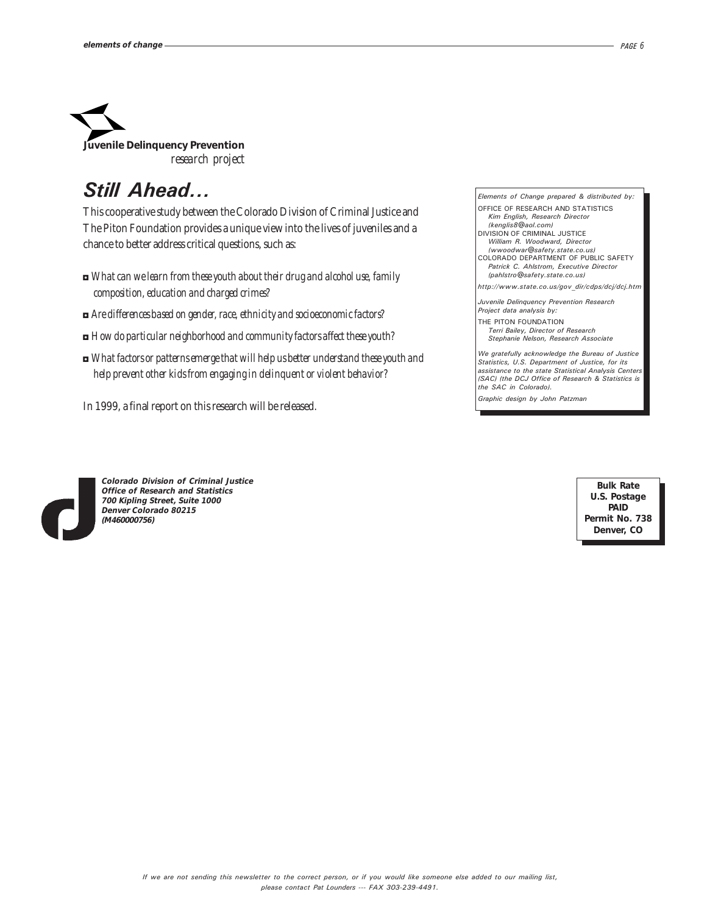**Juvenile Delinquency Prevention**
*research project*

## *Still Ahead…*

This cooperative study between the Colorado Division of Criminal Justice and The Piton Foundation provides a unique view into the lives of juveniles and a chance to better address critical questions, such as:

- *What can we learn from these youth about their drug and alcohol use, family composition, education and charged crimes?*
- *Are differences based on gender, race, ethnicity and socioeconomic factors?*
- *How do particular neighborhood and community factors affect these youth?*
- *What factors or patterns emerge that will help us better understand these youth and help prevent other kids from engaging in delinquent or violent behavior?*

In 1999, a final report on this research will be released.

*Elements of Change prepared & distributed by:*

OFFICE OF RESEARCH AND STATISTICS
*Kim English, Research Director*
*(kenglis8@aol.com)*
DIVISION OF CRIMINAL JUSTICE
*William R. Woodward, Director*
*(wwoodwar@safety.state.co.us)*
COLORADO DEPARTMENT OF PUBLIC SAFETY
*Patrick C. Ahlstrom, Executive Director*
*(pahlstro@safety.state.co.us)*

*http://www.state.co.us/gov_dir/cdps/dcj/dcj.htm*

*Juvenile Delinquency Prevention Research Project data analysis by:*

THE PITON FOUNDATION
*Terri Bailey, Director of Research*
*Stephanie Nelson, Research Associate*

*We gratefully acknowledge the Bureau of Justice Statistics, U.S. Department of Justice, for its assistance to the state Statistical Analysis Centers (SAC) (the DCJ Office of Research & Statistics is the SAC in Colorado).*

*Graphic design by John Patzman*

***Colorado Division of Criminal Justice***
***Office of Research and Statistics***
***700 Kipling Street, Suite 1000***
***Denver Colorado 80215***
***(M460000756)***

**Bulk Rate**
**U.S. Postage**
**PAID**
**Permit No. 738**
**Denver, CO**

*If we are not sending this newsletter to the correct person, or if you would like someone else added to our mailing list, please contact Pat Lounders --- FAX 303-239-4491.*